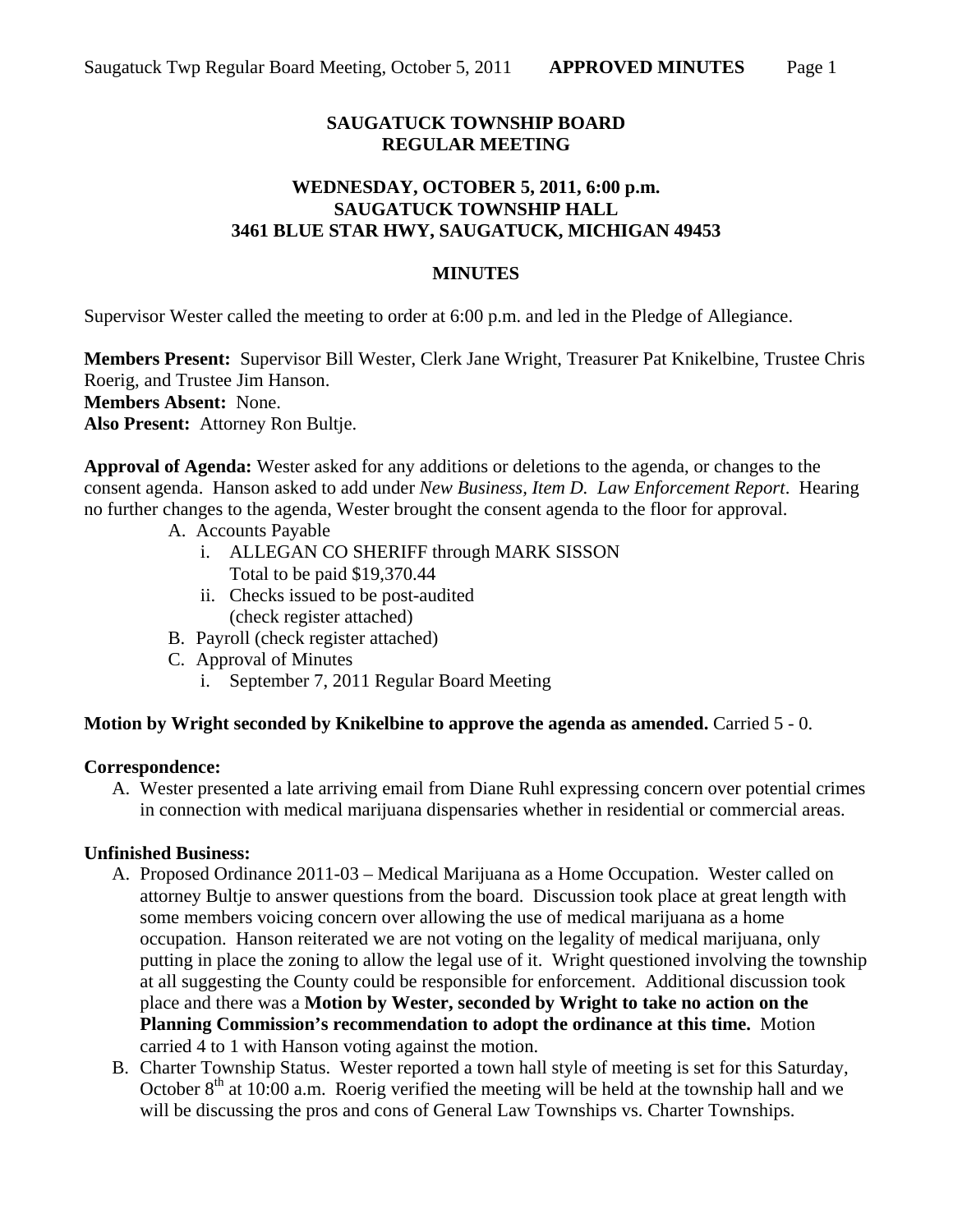# SAUGATUCK TOWNSHIP BOARD
# REGULAR MEETING

## WEDNESDAY, OCTOBER 5, 2011, 6:00 p.m.
## SAUGATUCK TOWNSHIP HALL
## 3461 BLUE STAR HWY, SAUGATUCK, MICHIGAN 49453

## MINUTES

Supervisor Wester called the meeting to order at 6:00 p.m. and led in the Pledge of Allegiance.

**Members Present:** Supervisor Bill Wester, Clerk Jane Wright, Treasurer Pat Knikelbine, Trustee Chris Roerig, and Trustee Jim Hanson.
**Members Absent:** None.
**Also Present:** Attorney Ron Bultje.

**Approval of Agenda:** Wester asked for any additions or deletions to the agenda, or changes to the consent agenda. Hanson asked to add under *New Business, Item D. Law Enforcement Report*. Hearing no further changes to the agenda, Wester brought the consent agenda to the floor for approval.

A. Accounts Payable
   i. ALLEGAN CO SHERIFF through MARK SISSON
      Total to be paid $19,370.44
   ii. Checks issued to be post-audited
      (check register attached)
B. Payroll (check register attached)
C. Approval of Minutes
   i. September 7, 2011 Regular Board Meeting

**Motion by Wright seconded by Knikelbine to approve the agenda as amended.** Carried 5 - 0.

**Correspondence:**

A. Wester presented a late arriving email from Diane Ruhl expressing concern over potential crimes in connection with medical marijuana dispensaries whether in residential or commercial areas.

**Unfinished Business:**

A. Proposed Ordinance 2011-03 – Medical Marijuana as a Home Occupation. Wester called on attorney Bultje to answer questions from the board. Discussion took place at great length with some members voicing concern over allowing the use of medical marijuana as a home occupation. Hanson reiterated we are not voting on the legality of medical marijuana, only putting in place the zoning to allow the legal use of it. Wright questioned involving the township at all suggesting the County could be responsible for enforcement. Additional discussion took place and there was a **Motion by Wester, seconded by Wright to take no action on the Planning Commission's recommendation to adopt the ordinance at this time.** Motion carried 4 to 1 with Hanson voting against the motion.
B. Charter Township Status. Wester reported a town hall style of meeting is set for this Saturday, October 8th at 10:00 a.m. Roerig verified the meeting will be held at the township hall and we will be discussing the pros and cons of General Law Townships vs. Charter Townships.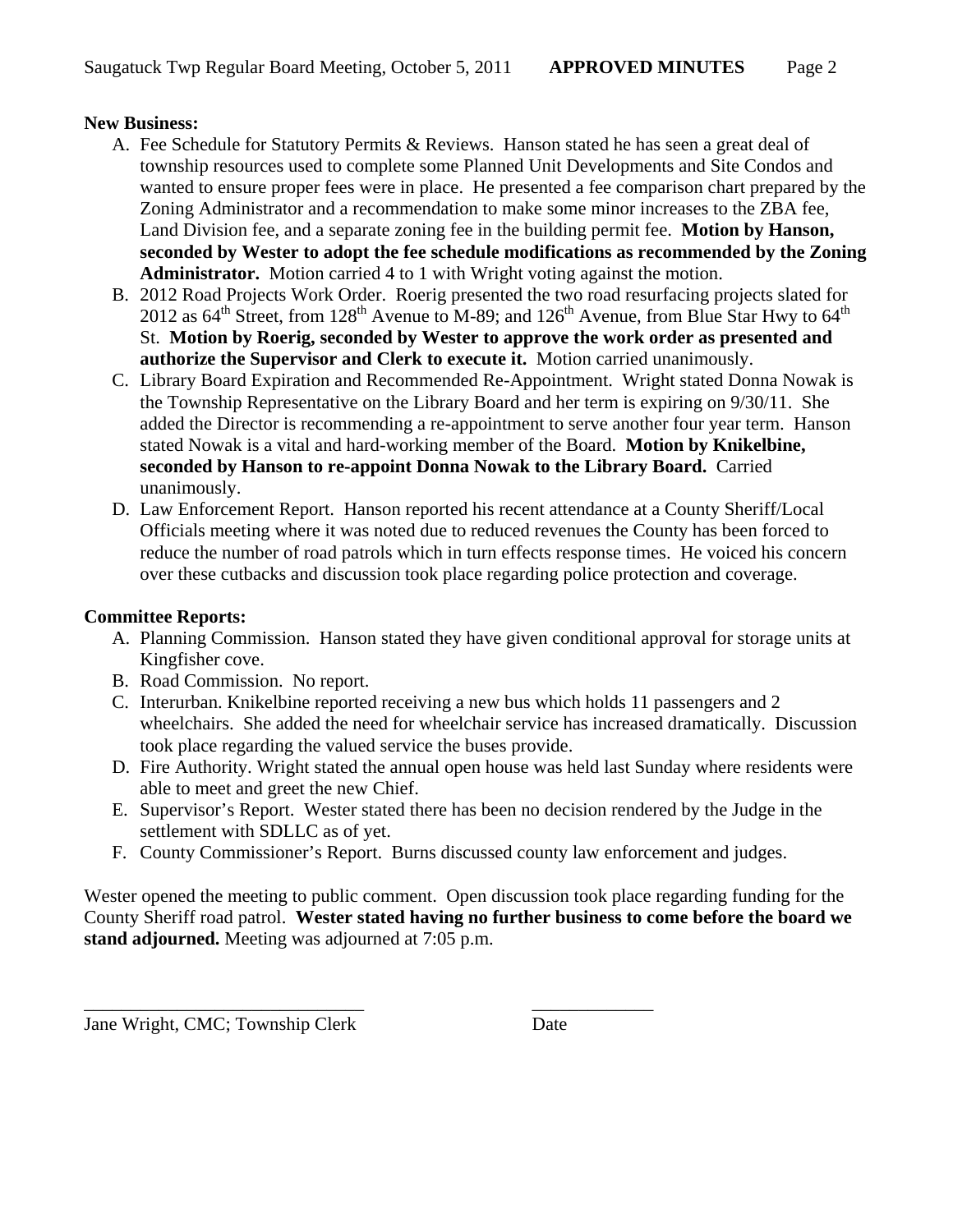**New Business:**

A. Fee Schedule for Statutory Permits & Reviews. Hanson stated he has seen a great deal of township resources used to complete some Planned Unit Developments and Site Condos and wanted to ensure proper fees were in place. He presented a fee comparison chart prepared by the Zoning Administrator and a recommendation to make some minor increases to the ZBA fee, Land Division fee, and a separate zoning fee in the building permit fee. **Motion by Hanson, seconded by Wester to adopt the fee schedule modifications as recommended by the Zoning Administrator.** Motion carried 4 to 1 with Wright voting against the motion.
B. 2012 Road Projects Work Order. Roerig presented the two road resurfacing projects slated for 2012 as 64th Street, from 128th Avenue to M-89; and 126th Avenue, from Blue Star Hwy to 64th St. **Motion by Roerig, seconded by Wester to approve the work order as presented and authorize the Supervisor and Clerk to execute it.** Motion carried unanimously.
C. Library Board Expiration and Recommended Re-Appointment. Wright stated Donna Nowak is the Township Representative on the Library Board and her term is expiring on 9/30/11. She added the Director is recommending a re-appointment to serve another four year term. Hanson stated Nowak is a vital and hard-working member of the Board. **Motion by Knikelbine, seconded by Hanson to re-appoint Donna Nowak to the Library Board.** Carried unanimously.
D. Law Enforcement Report. Hanson reported his recent attendance at a County Sheriff/Local Officials meeting where it was noted due to reduced revenues the County has been forced to reduce the number of road patrols which in turn effects response times. He voiced his concern over these cutbacks and discussion took place regarding police protection and coverage.

**Committee Reports:**

A. Planning Commission. Hanson stated they have given conditional approval for storage units at Kingfisher cove.
B. Road Commission. No report.
C. Interurban. Knikelbine reported receiving a new bus which holds 11 passengers and 2 wheelchairs. She added the need for wheelchair service has increased dramatically. Discussion took place regarding the valued service the buses provide.
D. Fire Authority. Wright stated the annual open house was held last Sunday where residents were able to meet and greet the new Chief.
E. Supervisor's Report. Wester stated there has been no decision rendered by the Judge in the settlement with SDLLC as of yet.
F. County Commissioner's Report. Burns discussed county law enforcement and judges.

Wester opened the meeting to public comment. Open discussion took place regarding funding for the County Sheriff road patrol. **Wester stated having no further business to come before the board we stand adjourned.** Meeting was adjourned at 7:05 p.m.

______________________________ _____________

Jane Wright, CMC; Township Clerk Date